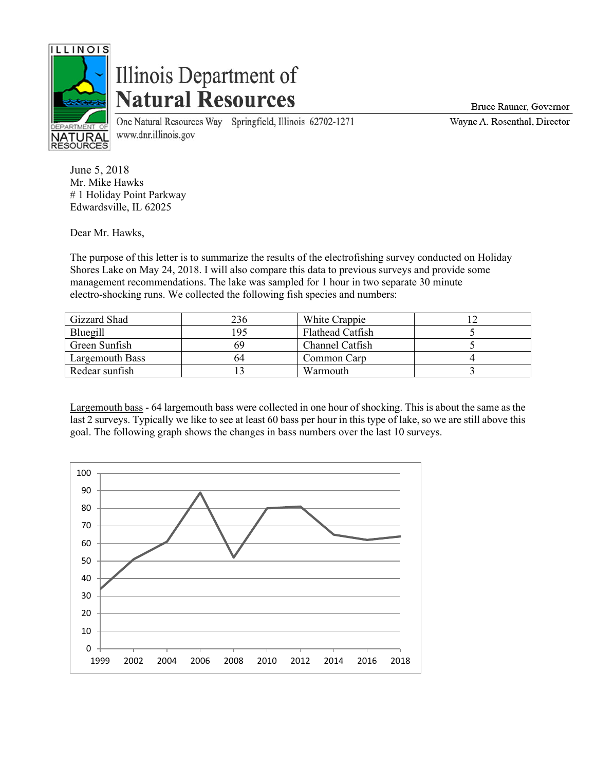# Illinois Department of Natural Resources

One Natural Resources Way Springfield, Illinois 62702-1271
www.dnr.illinois.gov

Bruce Rauner, Governor
Wayne A. Rosenthal, Director

June 5, 2018
Mr. Mike Hawks
# 1 Holiday Point Parkway
Edwardsville, IL 62025

Dear Mr. Hawks,

The purpose of this letter is to summarize the results of the electrofishing survey conducted on Holiday Shores Lake on May 24, 2018. I will also compare this data to previous surveys and provide some management recommendations. The lake was sampled for 1 hour in two separate 30 minute electro-shocking runs. We collected the following fish species and numbers:

| | | | |
|---|---|---|---|
| Gizzard Shad | 236 | White Crappie | 12 |
| Bluegill | 195 | Flathead Catfish | 5 |
| Green Sunfish | 69 | Channel Catfish | 5 |
| Largemouth Bass | 64 | Common Carp | 4 |
| Redear sunfish | 13 | Warmouth | 3 |

Largemouth bass - 64 largemouth bass were collected in one hour of shocking. This is about the same as the last 2 surveys. Typically we like to see at least 60 bass per hour in this type of lake, so we are still above this goal. The following graph shows the changes in bass numbers over the last 10 surveys.

| Year | Bass per hour (approx.) |
|---|---|
| 1999 | 34 |
| 2002 | 51 |
| 2004 | 61 |
| 2006 | 89 |
| 2008 | 52 |
| 2010 | 80 |
| 2012 | 81 |
| 2014 | 65 |
| 2016 | 62 |
| 2018 | 64 |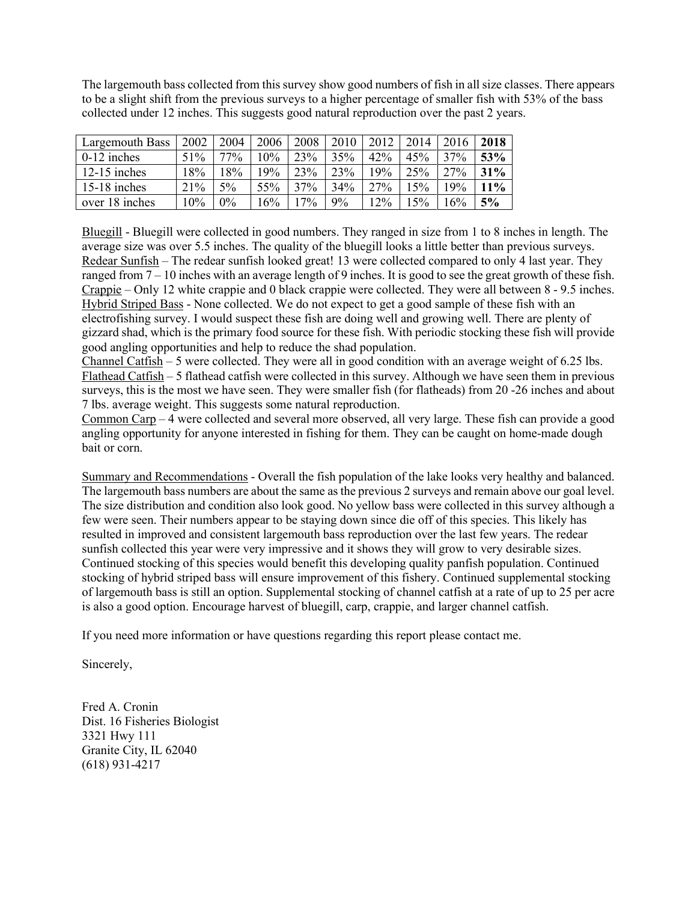The largemouth bass collected from this survey show good numbers of fish in all size classes. There appears to be a slight shift from the previous surveys to a higher percentage of smaller fish with 53% of the bass collected under 12 inches. This suggests good natural reproduction over the past 2 years.

| Largemouth Bass | 2002 | 2004 | 2006 | 2008 | 2010 | 2012 | 2014 | 2016 | **2018** |
|---|---|---|---|---|---|---|---|---|---|
| 0-12 inches | 51% | 77% | 10% | 23% | 35% | 42% | 45% | 37% | **53%** |
| 12-15 inches | 18% | 18% | 19% | 23% | 23% | 19% | 25% | 27% | **31%** |
| 15-18 inches | 21% | 5% | 55% | 37% | 34% | 27% | 15% | 19% | **11%** |
| over 18 inches | 10% | 0% | 16% | 17% | 9% | 12% | 15% | 16% | **5%** |

Bluegill - Bluegill were collected in good numbers. They ranged in size from 1 to 8 inches in length. The average size was over 5.5 inches. The quality of the bluegill looks a little better than previous surveys.
Redear Sunfish – The redear sunfish looked great! 13 were collected compared to only 4 last year. They ranged from 7 – 10 inches with an average length of 9 inches. It is good to see the great growth of these fish.
Crappie – Only 12 white crappie and 0 black crappie were collected. They were all between 8 - 9.5 inches.
Hybrid Striped Bass - None collected. We do not expect to get a good sample of these fish with an electrofishing survey. I would suspect these fish are doing well and growing well. There are plenty of gizzard shad, which is the primary food source for these fish. With periodic stocking these fish will provide good angling opportunities and help to reduce the shad population.
Channel Catfish – 5 were collected. They were all in good condition with an average weight of 6.25 lbs.
Flathead Catfish – 5 flathead catfish were collected in this survey. Although we have seen them in previous surveys, this is the most we have seen. They were smaller fish (for flatheads) from 20 -26 inches and about 7 lbs. average weight. This suggests some natural reproduction.
Common Carp – 4 were collected and several more observed, all very large. These fish can provide a good angling opportunity for anyone interested in fishing for them. They can be caught on home-made dough bait or corn.

Summary and Recommendations - Overall the fish population of the lake looks very healthy and balanced. The largemouth bass numbers are about the same as the previous 2 surveys and remain above our goal level. The size distribution and condition also look good. No yellow bass were collected in this survey although a few were seen. Their numbers appear to be staying down since die off of this species. This likely has resulted in improved and consistent largemouth bass reproduction over the last few years. The redear sunfish collected this year were very impressive and it shows they will grow to very desirable sizes. Continued stocking of this species would benefit this developing quality panfish population. Continued stocking of hybrid striped bass will ensure improvement of this fishery. Continued supplemental stocking of largemouth bass is still an option. Supplemental stocking of channel catfish at a rate of up to 25 per acre is also a good option. Encourage harvest of bluegill, carp, crappie, and larger channel catfish.

If you need more information or have questions regarding this report please contact me.

Sincerely,

Fred A. Cronin
Dist. 16 Fisheries Biologist
3321 Hwy 111
Granite City, IL 62040
(618) 931-4217